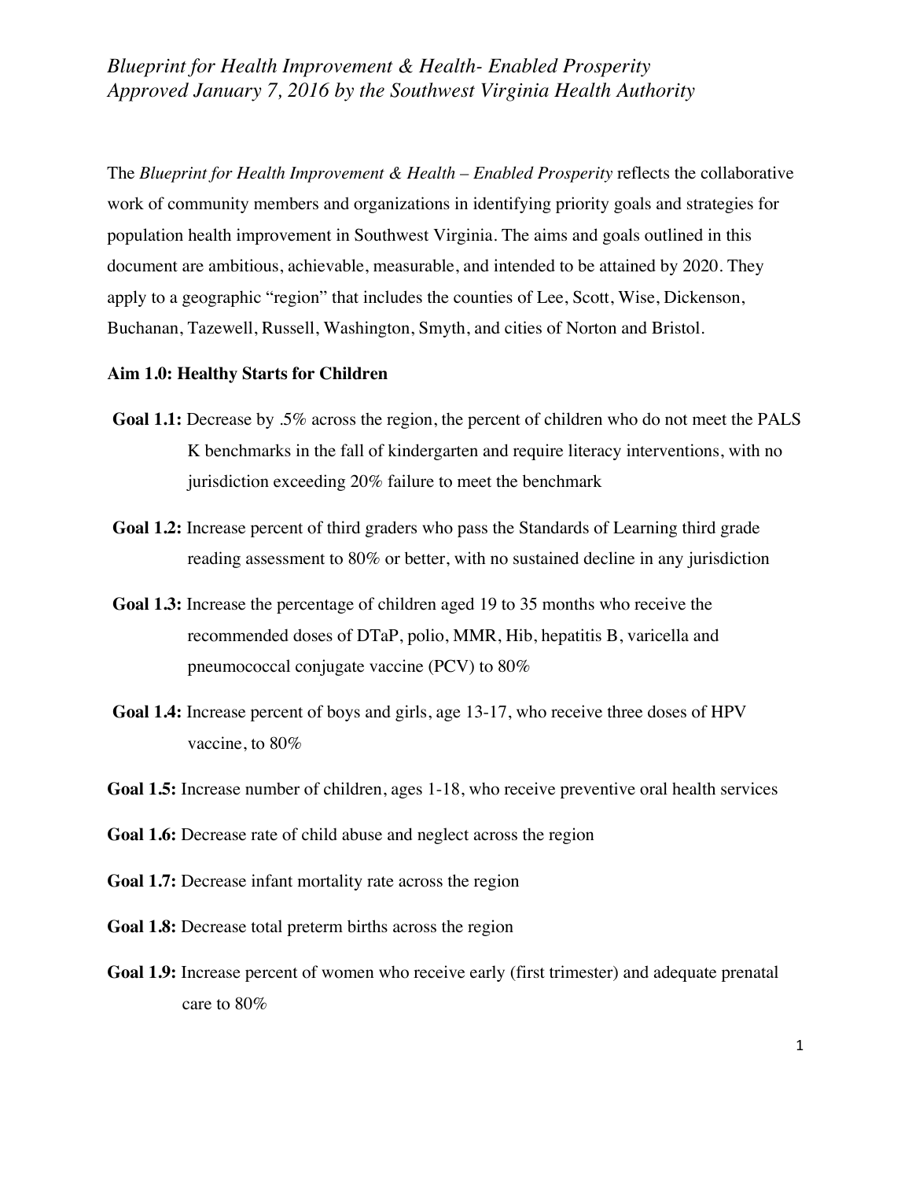*Blueprint for Health Improvement & Health- Enabled Prosperity*
*Approved January 7, 2016 by the Southwest Virginia Health Authority*

The *Blueprint for Health Improvement & Health – Enabled Prosperity* reflects the collaborative work of community members and organizations in identifying priority goals and strategies for population health improvement in Southwest Virginia. The aims and goals outlined in this document are ambitious, achievable, measurable, and intended to be attained by 2020. They apply to a geographic "region" that includes the counties of Lee, Scott, Wise, Dickenson, Buchanan, Tazewell, Russell, Washington, Smyth, and cities of Norton and Bristol.

**Aim 1.0: Healthy Starts for Children**

**Goal 1.1:** Decrease by .5% across the region, the percent of children who do not meet the PALS K benchmarks in the fall of kindergarten and require literacy interventions, with no jurisdiction exceeding 20% failure to meet the benchmark

**Goal 1.2:** Increase percent of third graders who pass the Standards of Learning third grade reading assessment to 80% or better, with no sustained decline in any jurisdiction

**Goal 1.3:** Increase the percentage of children aged 19 to 35 months who receive the recommended doses of DTaP, polio, MMR, Hib, hepatitis B, varicella and pneumococcal conjugate vaccine (PCV) to 80%

**Goal 1.4:** Increase percent of boys and girls, age 13-17, who receive three doses of HPV vaccine, to 80%

**Goal 1.5:** Increase number of children, ages 1-18, who receive preventive oral health services

**Goal 1.6:** Decrease rate of child abuse and neglect across the region

**Goal 1.7:** Decrease infant mortality rate across the region

**Goal 1.8:** Decrease total preterm births across the region

**Goal 1.9:** Increase percent of women who receive early (first trimester) and adequate prenatal care to 80%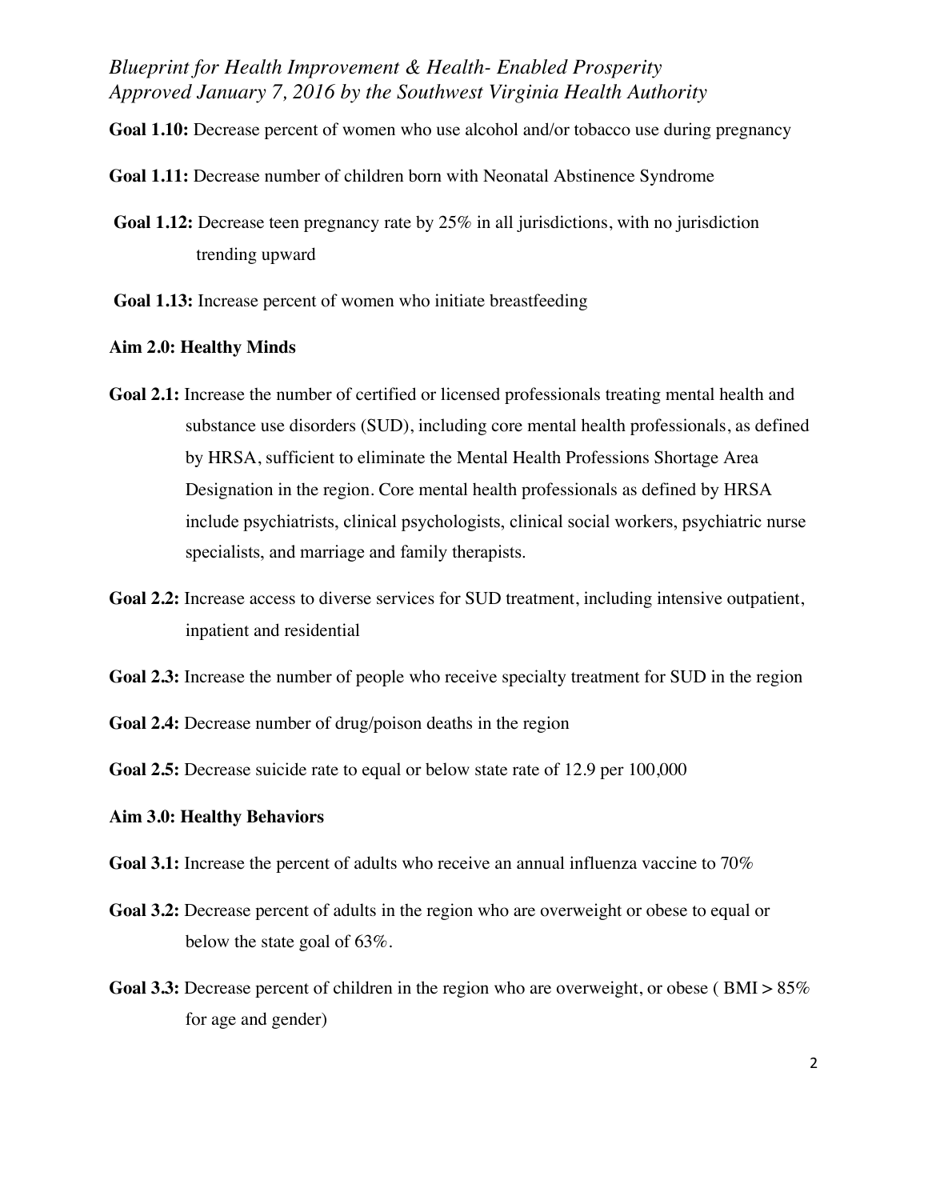**Goal 1.10:** Decrease percent of women who use alcohol and/or tobacco use during pregnancy

**Goal 1.11:** Decrease number of children born with Neonatal Abstinence Syndrome

**Goal 1.12:** Decrease teen pregnancy rate by 25% in all jurisdictions, with no jurisdiction trending upward

**Goal 1.13:** Increase percent of women who initiate breastfeeding

**Aim 2.0: Healthy Minds**

**Goal 2.1:** Increase the number of certified or licensed professionals treating mental health and substance use disorders (SUD), including core mental health professionals, as defined by HRSA, sufficient to eliminate the Mental Health Professions Shortage Area Designation in the region. Core mental health professionals as defined by HRSA include psychiatrists, clinical psychologists, clinical social workers, psychiatric nurse specialists, and marriage and family therapists.

**Goal 2.2:** Increase access to diverse services for SUD treatment, including intensive outpatient, inpatient and residential

**Goal 2.3:** Increase the number of people who receive specialty treatment for SUD in the region

**Goal 2.4:** Decrease number of drug/poison deaths in the region

**Goal 2.5:** Decrease suicide rate to equal or below state rate of 12.9 per 100,000

**Aim 3.0: Healthy Behaviors**

**Goal 3.1:** Increase the percent of adults who receive an annual influenza vaccine to 70%

**Goal 3.2:** Decrease percent of adults in the region who are overweight or obese to equal or below the state goal of 63%.

**Goal 3.3:** Decrease percent of children in the region who are overweight, or obese ( BMI > 85% for age and gender)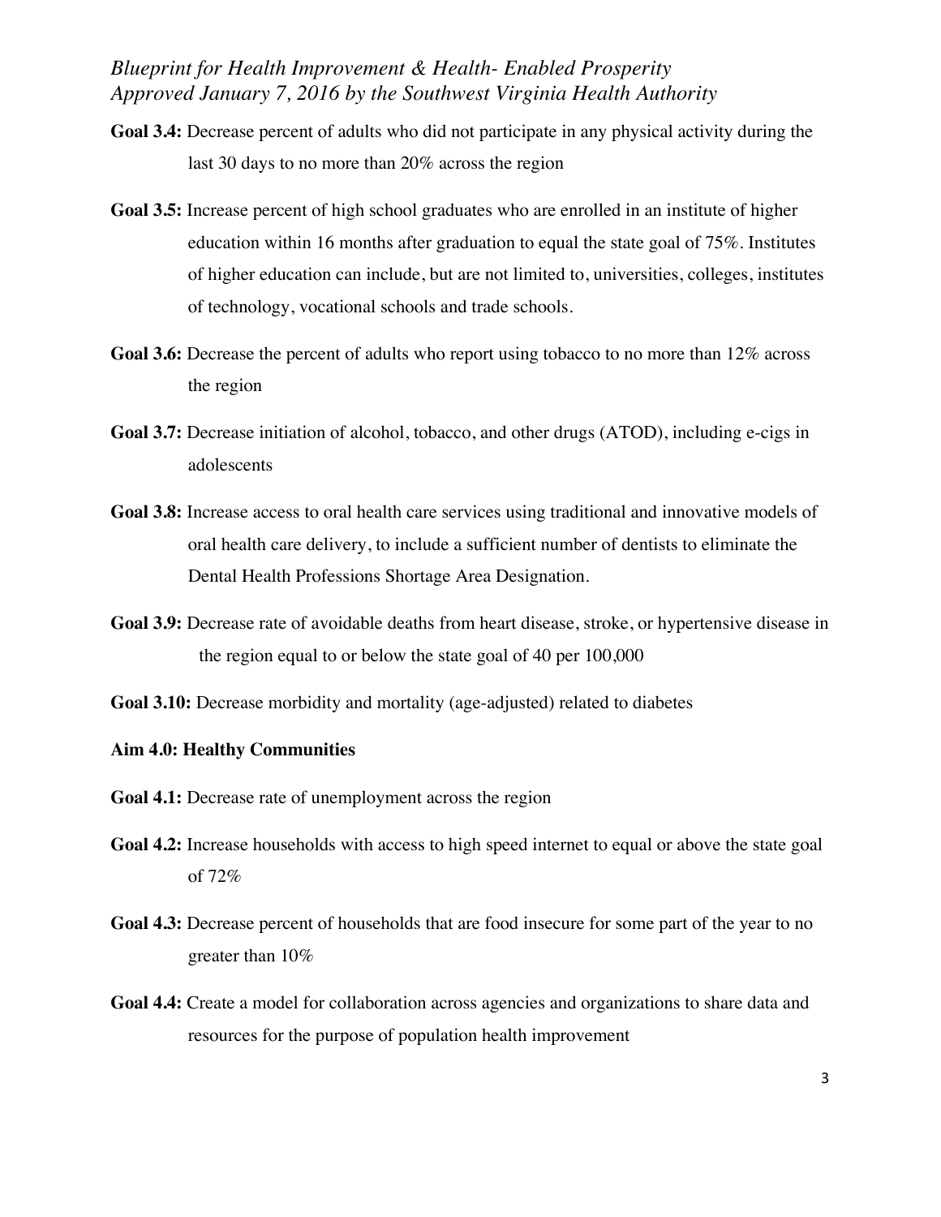**Goal 3.4:** Decrease percent of adults who did not participate in any physical activity during the last 30 days to no more than 20% across the region

**Goal 3.5:** Increase percent of high school graduates who are enrolled in an institute of higher education within 16 months after graduation to equal the state goal of 75%. Institutes of higher education can include, but are not limited to, universities, colleges, institutes of technology, vocational schools and trade schools.

**Goal 3.6:** Decrease the percent of adults who report using tobacco to no more than 12% across the region

**Goal 3.7:** Decrease initiation of alcohol, tobacco, and other drugs (ATOD), including e-cigs in adolescents

**Goal 3.8:** Increase access to oral health care services using traditional and innovative models of oral health care delivery, to include a sufficient number of dentists to eliminate the Dental Health Professions Shortage Area Designation.

**Goal 3.9:** Decrease rate of avoidable deaths from heart disease, stroke, or hypertensive disease in the region equal to or below the state goal of 40 per 100,000

**Goal 3.10:** Decrease morbidity and mortality (age-adjusted) related to diabetes

**Aim 4.0: Healthy Communities**

**Goal 4.1:** Decrease rate of unemployment across the region

**Goal 4.2:** Increase households with access to high speed internet to equal or above the state goal of 72%

**Goal 4.3:** Decrease percent of households that are food insecure for some part of the year to no greater than 10%

**Goal 4.4:** Create a model for collaboration across agencies and organizations to share data and resources for the purpose of population health improvement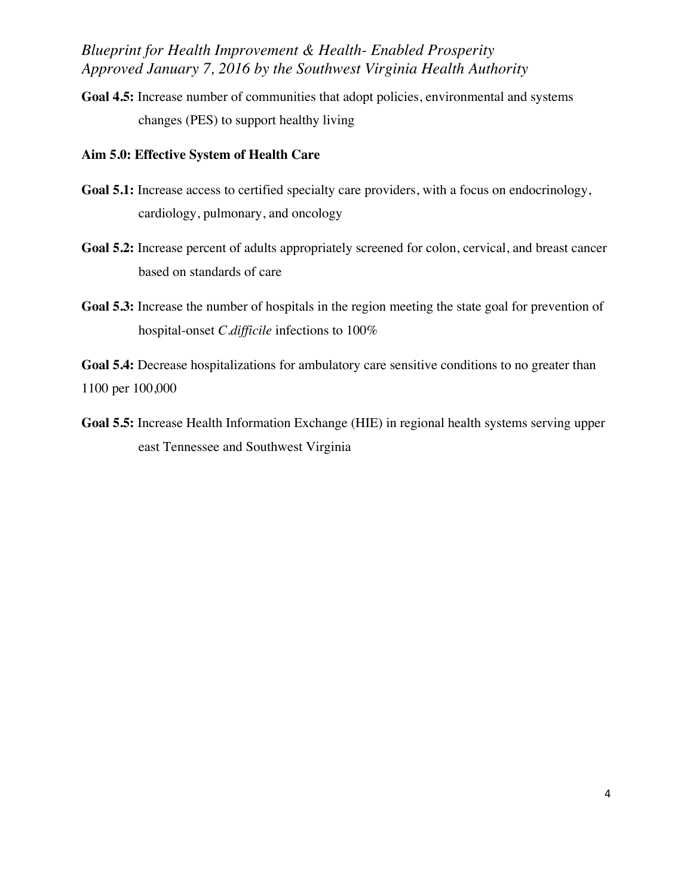**Goal 4.5:** Increase number of communities that adopt policies, environmental and systems changes (PES) to support healthy living

**Aim 5.0: Effective System of Health Care**

**Goal 5.1:** Increase access to certified specialty care providers, with a focus on endocrinology, cardiology, pulmonary, and oncology

**Goal 5.2:** Increase percent of adults appropriately screened for colon, cervical, and breast cancer based on standards of care

**Goal 5.3:** Increase the number of hospitals in the region meeting the state goal for prevention of hospital-onset *C.difficile* infections to 100%

**Goal 5.4:** Decrease hospitalizations for ambulatory care sensitive conditions to no greater than 1100 per 100,000

**Goal 5.5:** Increase Health Information Exchange (HIE) in regional health systems serving upper east Tennessee and Southwest Virginia